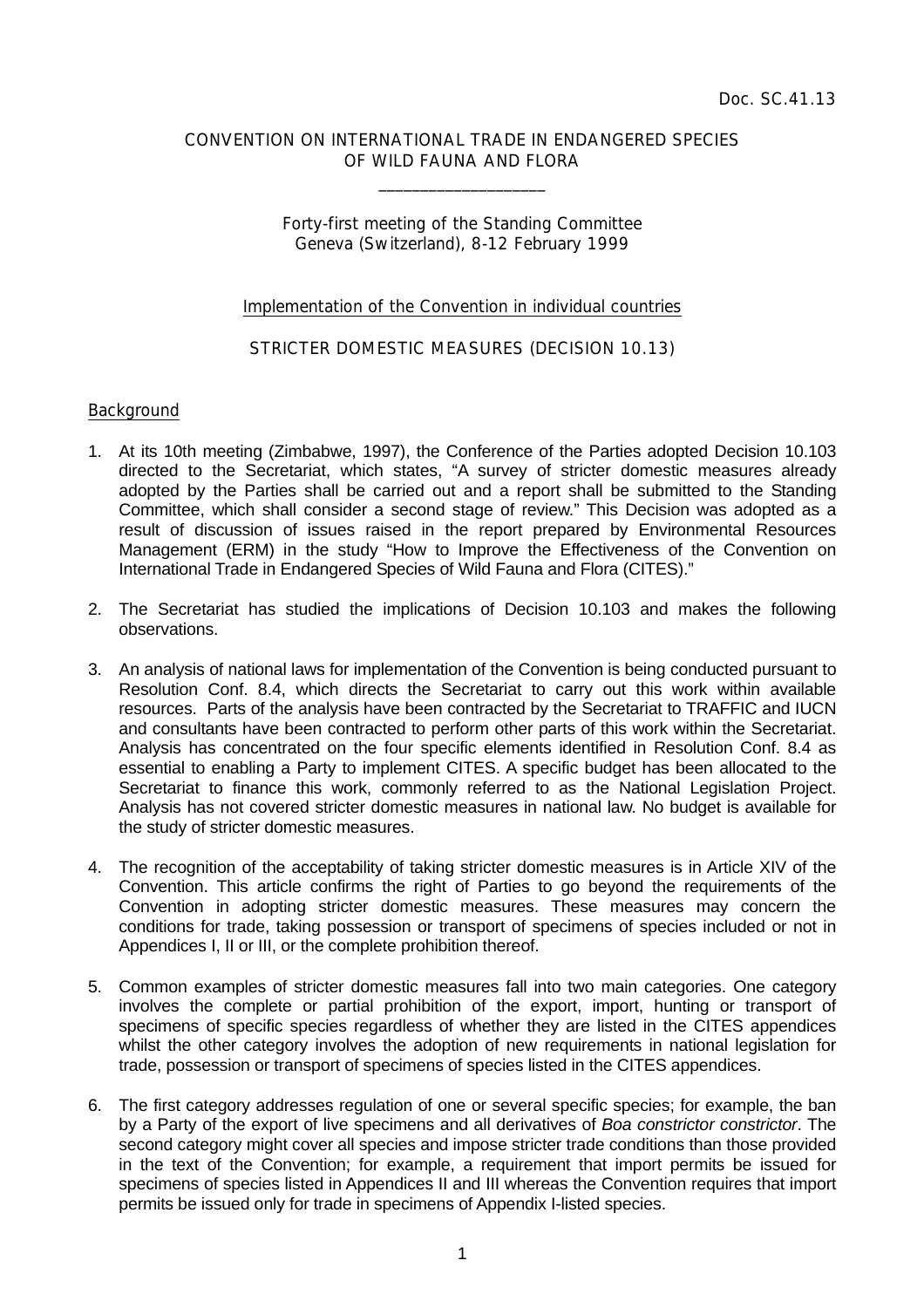Doc. SC.41.13

CONVENTION ON INTERNATIONAL TRADE IN ENDANGERED SPECIES
OF WILD FAUNA AND FLORA

\_\_\_\_\_\_\_\_\_\_\_\_\_\_\_\_\_\_\_\_

Forty-first meeting of the Standing Committee
Geneva (Switzerland), 8-12 February 1999

Implementation of the Convention in individual countries

STRICTER DOMESTIC MEASURES (DECISION 10.13)

## Background

1. At its 10th meeting (Zimbabwe, 1997), the Conference of the Parties adopted Decision 10.103 directed to the Secretariat, which states, "A survey of stricter domestic measures already adopted by the Parties shall be carried out and a report shall be submitted to the Standing Committee, which shall consider a second stage of review." This Decision was adopted as a result of discussion of issues raised in the report prepared by Environmental Resources Management (ERM) in the study "How to Improve the Effectiveness of the Convention on International Trade in Endangered Species of Wild Fauna and Flora (CITES)."

2. The Secretariat has studied the implications of Decision 10.103 and makes the following observations.

3. An analysis of national laws for implementation of the Convention is being conducted pursuant to Resolution Conf. 8.4, which directs the Secretariat to carry out this work within available resources. Parts of the analysis have been contracted by the Secretariat to TRAFFIC and IUCN and consultants have been contracted to perform other parts of this work within the Secretariat. Analysis has concentrated on the four specific elements identified in Resolution Conf. 8.4 as essential to enabling a Party to implement CITES. A specific budget has been allocated to the Secretariat to finance this work, commonly referred to as the National Legislation Project. Analysis has not covered stricter domestic measures in national law. No budget is available for the study of stricter domestic measures.

4. The recognition of the acceptability of taking stricter domestic measures is in Article XIV of the Convention. This article confirms the right of Parties to go beyond the requirements of the Convention in adopting stricter domestic measures. These measures may concern the conditions for trade, taking possession or transport of specimens of species included or not in Appendices I, II or III, or the complete prohibition thereof.

5. Common examples of stricter domestic measures fall into two main categories. One category involves the complete or partial prohibition of the export, import, hunting or transport of specimens of specific species regardless of whether they are listed in the CITES appendices whilst the other category involves the adoption of new requirements in national legislation for trade, possession or transport of specimens of species listed in the CITES appendices.

6. The first category addresses regulation of one or several specific species; for example, the ban by a Party of the export of live specimens and all derivatives of *Boa constrictor constrictor*. The second category might cover all species and impose stricter trade conditions than those provided in the text of the Convention; for example, a requirement that import permits be issued for specimens of species listed in Appendices II and III whereas the Convention requires that import permits be issued only for trade in specimens of Appendix I-listed species.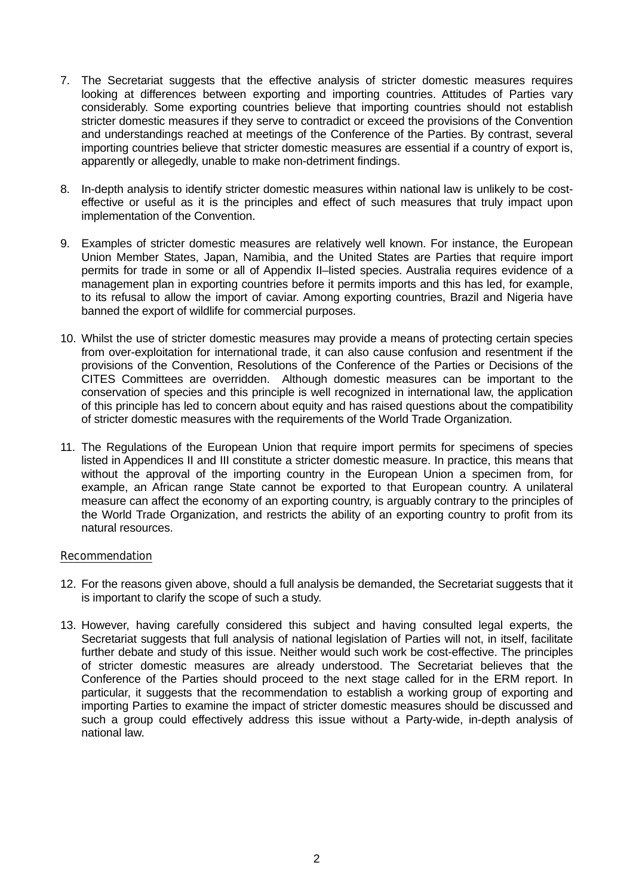7. The Secretariat suggests that the effective analysis of stricter domestic measures requires looking at differences between exporting and importing countries. Attitudes of Parties vary considerably. Some exporting countries believe that importing countries should not establish stricter domestic measures if they serve to contradict or exceed the provisions of the Convention and understandings reached at meetings of the Conference of the Parties. By contrast, several importing countries believe that stricter domestic measures are essential if a country of export is, apparently or allegedly, unable to make non-detriment findings.

8. In-depth analysis to identify stricter domestic measures within national law is unlikely to be cost-effective or useful as it is the principles and effect of such measures that truly impact upon implementation of the Convention.

9. Examples of stricter domestic measures are relatively well known. For instance, the European Union Member States, Japan, Namibia, and the United States are Parties that require import permits for trade in some or all of Appendix II–listed species. Australia requires evidence of a management plan in exporting countries before it permits imports and this has led, for example, to its refusal to allow the import of caviar. Among exporting countries, Brazil and Nigeria have banned the export of wildlife for commercial purposes.

10. Whilst the use of stricter domestic measures may provide a means of protecting certain species from over-exploitation for international trade, it can also cause confusion and resentment if the provisions of the Convention, Resolutions of the Conference of the Parties or Decisions of the CITES Committees are overridden. Although domestic measures can be important to the conservation of species and this principle is well recognized in international law, the application of this principle has led to concern about equity and has raised questions about the compatibility of stricter domestic measures with the requirements of the World Trade Organization.

11. The Regulations of the European Union that require import permits for specimens of species listed in Appendices II and III constitute a stricter domestic measure. In practice, this means that without the approval of the importing country in the European Union a specimen from, for example, an African range State cannot be exported to that European country. A unilateral measure can affect the economy of an exporting country, is arguably contrary to the principles of the World Trade Organization, and restricts the ability of an exporting country to profit from its natural resources.

## Recommendation

12. For the reasons given above, should a full analysis be demanded, the Secretariat suggests that it is important to clarify the scope of such a study.

13. However, having carefully considered this subject and having consulted legal experts, the Secretariat suggests that full analysis of national legislation of Parties will not, in itself, facilitate further debate and study of this issue. Neither would such work be cost-effective. The principles of stricter domestic measures are already understood. The Secretariat believes that the Conference of the Parties should proceed to the next stage called for in the ERM report. In particular, it suggests that the recommendation to establish a working group of exporting and importing Parties to examine the impact of stricter domestic measures should be discussed and such a group could effectively address this issue without a Party-wide, in-depth analysis of national law.